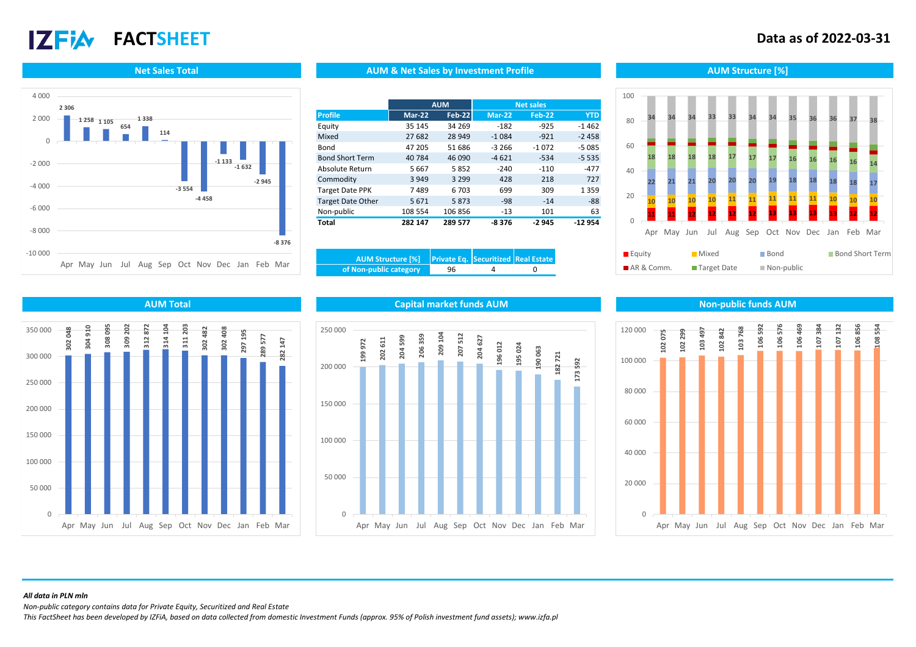# IZFiA FACTSHEET

**Data as of 2022-03-31**

## Net Sales Total

| Apr | May | Jun | Jul | Aug | Sep | Oct | Nov | Dec | Jan | Feb | Mar |
|---|---|---|---|---|---|---|---|---|---|---|---|
| 2 306 | 1 258 | 1 105 | 654 | 1 338 | 114 | -3 554 | -4 458 | -1 133 | -1 632 | -2 945 | -8 376 |

## AUM & Net Sales by Investment Profile

| Profile | AUM | | Net sales | | |
|---|---|---|---|---|---|
| | Mar-22 | Feb-22 | Mar-22 | Feb-22 | YTD |
| Equity | 35 145 | 34 269 | -182 | -925 | -1 462 |
| Mixed | 27 682 | 28 949 | -1 084 | -921 | -2 458 |
| Bond | 47 205 | 51 686 | -3 266 | -1 072 | -5 085 |
| Bond Short Term | 40 784 | 46 090 | -4 621 | -534 | -5 535 |
| Absolute Return | 5 667 | 5 852 | -240 | -110 | -477 |
| Commodity | 3 949 | 3 299 | 428 | 218 | 727 |
| Target Date PPK | 7 489 | 6 703 | 699 | 309 | 1 359 |
| Target Date Other | 5 671 | 5 873 | -98 | -14 | -88 |
| Non-public | 108 554 | 106 856 | -13 | 101 | 63 |
| **Total** | **282 147** | **289 577** | **-8 376** | **-2 945** | **-12 954** |

| AUM Structure [%] | Private Eq. | Securitized | Real Estate |
|---|---|---|---|
| of Non-public category | 96 | 4 | 0 |

## AUM Structure [%]

| | Apr | May | Jun | Jul | Aug | Sep | Oct | Nov | Dec | Jan | Feb | Mar |
|---|---|---|---|---|---|---|---|---|---|---|---|---|
| Non-public | 34 | 34 | 34 | 33 | 33 | 34 | 34 | 35 | 36 | 36 | 37 | 38 |
| Bond Short Term | 18 | 18 | 18 | 18 | 17 | 17 | 17 | 16 | 16 | 16 | 16 | 14 |
| Bond | 22 | 21 | 21 | 20 | 20 | 20 | 19 | 18 | 18 | 18 | 18 | 17 |
| Mixed | 10 | 10 | 10 | 10 | 11 | 11 | 11 | 11 | 11 | 10 | 10 | 10 |
| Equity | 11 | 11 | 12 | 12 | 12 | 12 | 13 | 13 | 13 | 13 | 12 | 12 |

Legend: Equity, Mixed, Bond, Bond Short Term, AR & Comm., Target Date, Non-public

## AUM Total

| Apr | May | Jun | Jul | Aug | Sep | Oct | Nov | Dec | Jan | Feb | Mar |
|---|---|---|---|---|---|---|---|---|---|---|---|
| 302 048 | 304 910 | 308 095 | 309 202 | 312 872 | 314 104 | 311 203 | 302 482 | 302 408 | 297 195 | 289 577 | 282 147 |

## Capital market funds AUM

| Apr | May | Jun | Jul | Aug | Sep | Oct | Nov | Dec | Jan | Feb | Mar |
|---|---|---|---|---|---|---|---|---|---|---|---|
| 199 972 | 202 611 | 204 599 | 206 359 | 209 104 | 207 512 | 204 627 | 196 012 | 195 024 | 190 063 | 182 721 | 173 592 |

## Non-public funds AUM

| Apr | May | Jun | Jul | Aug | Sep | Oct | Nov | Dec | Jan | Feb | Mar |
|---|---|---|---|---|---|---|---|---|---|---|---|
| 102 075 | 102 299 | 103 497 | 102 842 | 103 768 | 106 592 | 106 576 | 106 469 | 107 384 | 107 132 | 106 856 | 108 554 |

***All data in PLN mln***

*Non-public category contains data for Private Equity, Securitized and Real Estate*

*This FactSheet has been developed by IZFiA, based on data collected from domestic Investment Funds (approx. 95% of Polish investment fund assets); www.izfa.pl*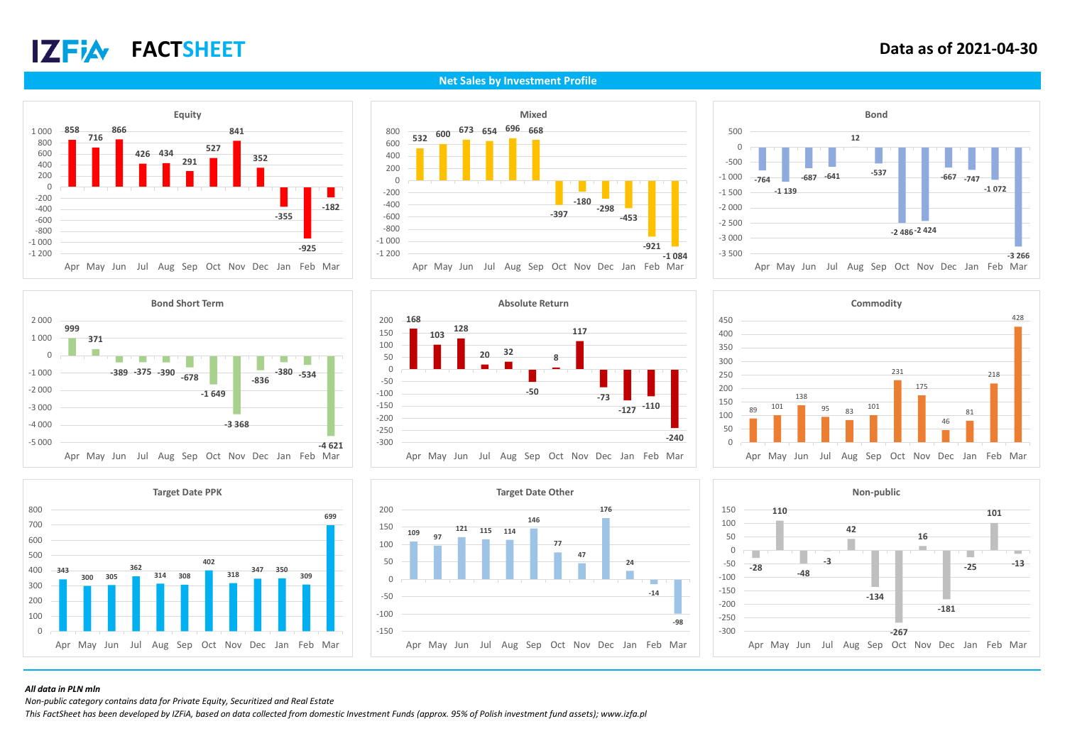# IZFiA FACTSHEET

**Data as of 2021-04-30**

## Net Sales by Investment Profile

### Equity

1 000
800
600
400
200
0
-200
-400
-600
-800
-1 000
-1 200

858 716 866 426 434 291 527 841 352 -355 -925 -182

Apr May Jun Jul Aug Sep Oct Nov Dec Jan Feb Mar

### Mixed

800
600
400
200
0
-200
-400
-600
-800
-1 000
-1 200

532 600 673 654 696 668 -397 -180 -298 -453 -921 -1 084

Apr May Jun Jul Aug Sep Oct Nov Dec Jan Feb Mar

### Bond

500
0
-500
-1 000
-1 500
-2 000
-2 500
-3 000
-3 500

-764 -1 139 -687 -641 12 -537 -2 486 -2 424 -667 -747 -1 072 -3 266

Apr May Jun Jul Aug Sep Oct Nov Dec Jan Feb Mar

### Bond Short Term

2 000
1 000
0
-1 000
-2 000
-3 000
-4 000
-5 000

999 371 -389 -375 -390 -678 -1 649 -3 368 -836 -380 -534 -4 621

Apr May Jun Jul Aug Sep Oct Nov Dec Jan Feb Mar

### Absolute Return

200
150
100
50
0
-50
-100
-150
-200
-250
-300

168 103 128 20 32 -50 8 117 -73 -127 -110 -240

Apr May Jun Jul Aug Sep Oct Nov Dec Jan Feb Mar

### Commodity

450
400
350
300
250
200
150
100
50
0

89 101 138 95 83 101 231 175 46 81 218 428

Apr May Jun Jul Aug Sep Oct Nov Dec Jan Feb Mar

### Target Date PPK

800
700
600
500
400
300
200
100
0

343 300 305 362 314 308 402 318 347 350 309 699

Apr May Jun Jul Aug Sep Oct Nov Dec Jan Feb Mar

### Target Date Other

200
150
100
50
0
-50
-100
-150

109 97 121 115 114 146 77 47 176 24 -14 -98

Apr May Jun Jul Aug Sep Oct Nov Dec Jan Feb Mar

### Non-public

150
100
50
0
-50
-100
-150
-200
-250
-300

-28 110 -48 -3 42 -134 -267 16 -181 -25 101 -13

Apr May Jun Jul Aug Sep Oct Nov Dec Jan Feb Mar

***All data in PLN mln***

*Non-public category contains data for Private Equity, Securitized and Real Estate*

*This FactSheet has been developed by IZFiA, based on data collected from domestic Investment Funds (approx. 95% of Polish investment fund assets); www.izfa.pl*